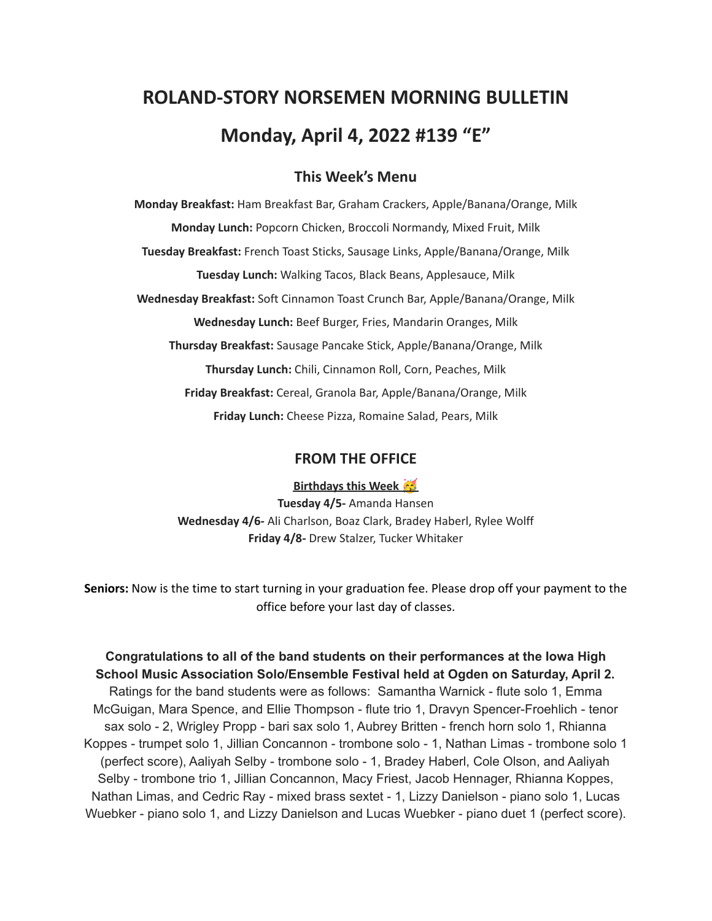# ROLAND-STORY NORSEMEN MORNING BULLETIN

# Monday, April 4, 2022 #139 "E"

## This Week's Menu

**Monday Breakfast:** Ham Breakfast Bar, Graham Crackers, Apple/Banana/Orange, Milk

**Monday Lunch:** Popcorn Chicken, Broccoli Normandy, Mixed Fruit, Milk

**Tuesday Breakfast:** French Toast Sticks, Sausage Links, Apple/Banana/Orange, Milk

**Tuesday Lunch:** Walking Tacos, Black Beans, Applesauce, Milk

**Wednesday Breakfast:** Soft Cinnamon Toast Crunch Bar, Apple/Banana/Orange, Milk

**Wednesday Lunch:** Beef Burger, Fries, Mandarin Oranges, Milk

**Thursday Breakfast:** Sausage Pancake Stick, Apple/Banana/Orange, Milk

**Thursday Lunch:** Chili, Cinnamon Roll, Corn, Peaches, Milk

**Friday Breakfast:** Cereal, Granola Bar, Apple/Banana/Orange, Milk

**Friday Lunch:** Cheese Pizza, Romaine Salad, Pears, Milk

## FROM THE OFFICE

**Birthdays this Week 🥳**

**Tuesday 4/5-** Amanda Hansen
**Wednesday 4/6-** Ali Charlson, Boaz Clark, Bradey Haberl, Rylee Wolff
**Friday 4/8-** Drew Stalzer, Tucker Whitaker

**Seniors:** Now is the time to start turning in your graduation fee. Please drop off your payment to the office before your last day of classes.

**Congratulations to all of the band students on their performances at the Iowa High School Music Association Solo/Ensemble Festival held at Ogden on Saturday, April 2.**
Ratings for the band students were as follows: Samantha Warnick - flute solo 1, Emma McGuigan, Mara Spence, and Ellie Thompson - flute trio 1, Dravyn Spencer-Froehlich - tenor sax solo - 2, Wrigley Propp - bari sax solo 1, Aubrey Britten - french horn solo 1, Rhianna Koppes - trumpet solo 1, Jillian Concannon - trombone solo - 1, Nathan Limas - trombone solo 1 (perfect score), Aaliyah Selby - trombone solo - 1, Bradey Haberl, Cole Olson, and Aaliyah Selby - trombone trio 1, Jillian Concannon, Macy Friest, Jacob Hennager, Rhianna Koppes, Nathan Limas, and Cedric Ray - mixed brass sextet - 1, Lizzy Danielson - piano solo 1, Lucas Wuebker - piano solo 1, and Lizzy Danielson and Lucas Wuebker - piano duet 1 (perfect score).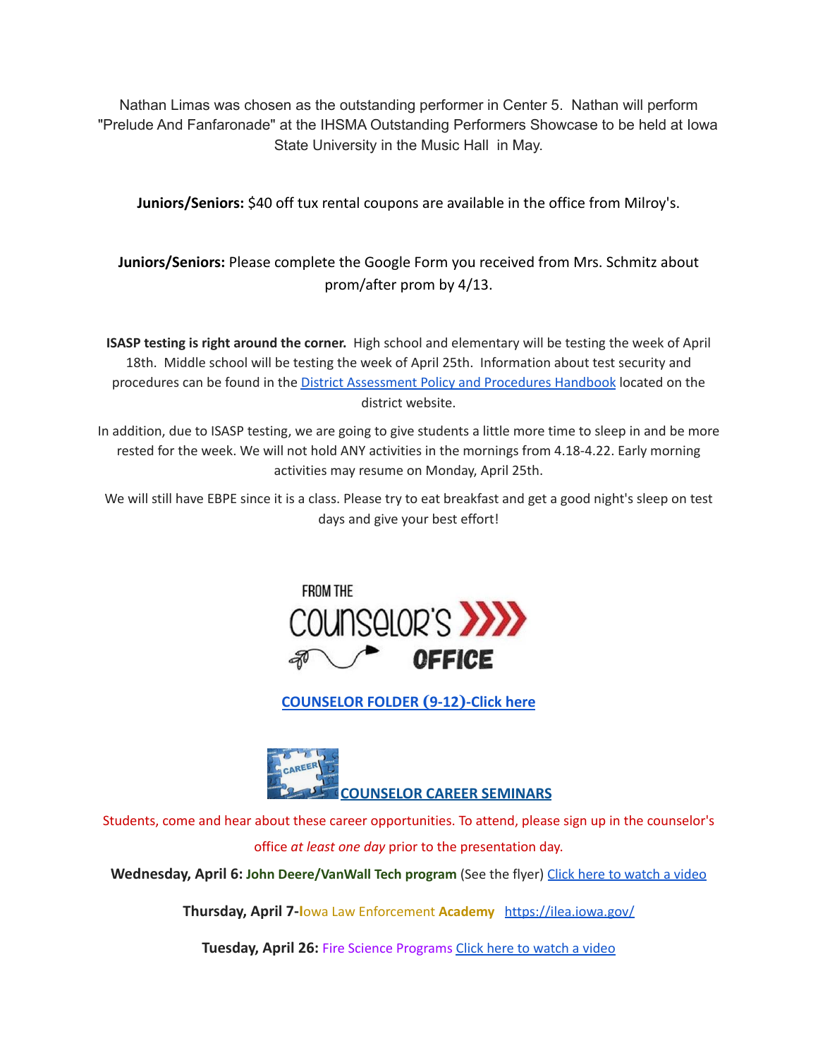Nathan Limas was chosen as the outstanding performer in Center 5. Nathan will perform "Prelude And Fanfaronade" at the IHSMA Outstanding Performers Showcase to be held at Iowa State University in the Music Hall in May.

**Juniors/Seniors:** $40 off tux rental coupons are available in the office from Milroy's.

**Juniors/Seniors:** Please complete the Google Form you received from Mrs. Schmitz about prom/after prom by 4/13.

**ISASP testing is right around the corner.** High school and elementary will be testing the week of April 18th. Middle school will be testing the week of April 25th. Information about test security and procedures can be found in the District Assessment Policy and Procedures Handbook located on the district website.

In addition, due to ISASP testing, we are going to give students a little more time to sleep in and be more rested for the week. We will not hold ANY activities in the mornings from 4.18-4.22. Early morning activities may resume on Monday, April 25th.

We will still have EBPE since it is a class. Please try to eat breakfast and get a good night's sleep on test days and give your best effort!

## FROM THE COUNSELOR'S OFFICE

**COUNSELOR FOLDER (9-12)-Click here**

**COUNSELOR CAREER SEMINARS**

Students, come and hear about these career opportunities. To attend, please sign up in the counselor's office *at least one day* prior to the presentation day.

**Wednesday, April 6: John Deere/VanWall Tech program** (See the flyer) Click here to watch a video

**Thursday, April 7-**Iowa Law Enforcement **Academy** https://ilea.iowa.gov/

**Tuesday, April 26:** Fire Science Programs Click here to watch a video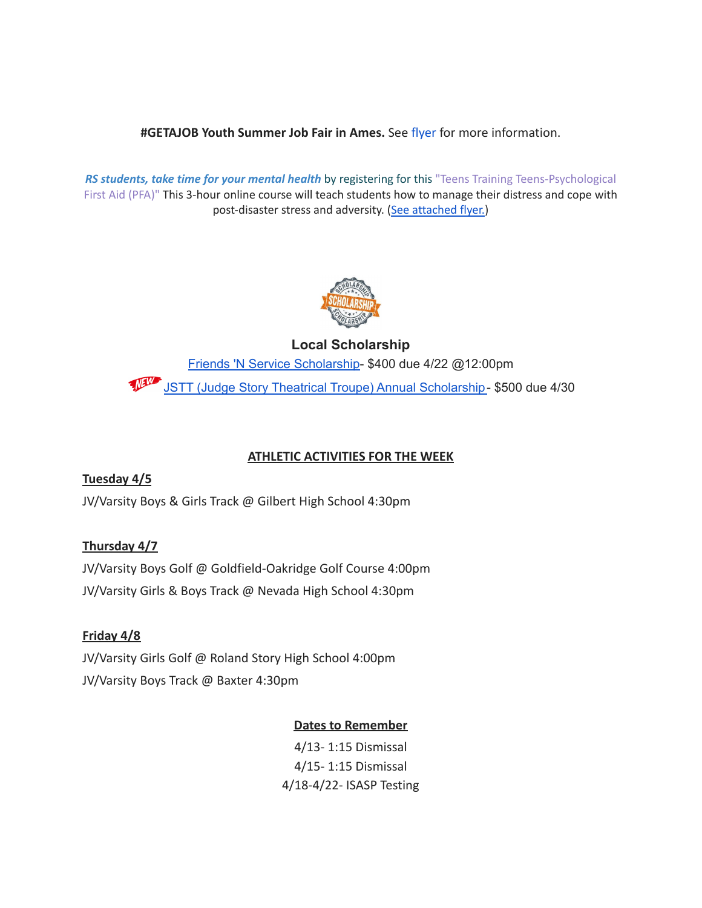**#GETAJOB Youth Summer Job Fair in Ames.** See flyer for more information.

***RS students, take time for your mental health*** by registering for this "Teens Training Teens-Psychological First Aid (PFA)" This 3-hour online course will teach students how to manage their distress and cope with post-disaster stress and adversity. (See attached flyer.)

### Local Scholarship

Friends 'N Service Scholarship- $400 due 4/22 @12:00pm

NEW JSTT (Judge Story Theatrical Troupe) Annual Scholarship- $500 due 4/30

## ATHLETIC ACTIVITIES FOR THE WEEK

**Tuesday 4/5**

JV/Varsity Boys & Girls Track @ Gilbert High School 4:30pm

**Thursday 4/7**

JV/Varsity Boys Golf @ Goldfield-Oakridge Golf Course 4:00pm

JV/Varsity Girls & Boys Track @ Nevada High School 4:30pm

**Friday 4/8**

JV/Varsity Girls Golf @ Roland Story High School 4:00pm

JV/Varsity Boys Track @ Baxter 4:30pm

## Dates to Remember

4/13- 1:15 Dismissal

4/15- 1:15 Dismissal

4/18-4/22- ISASP Testing